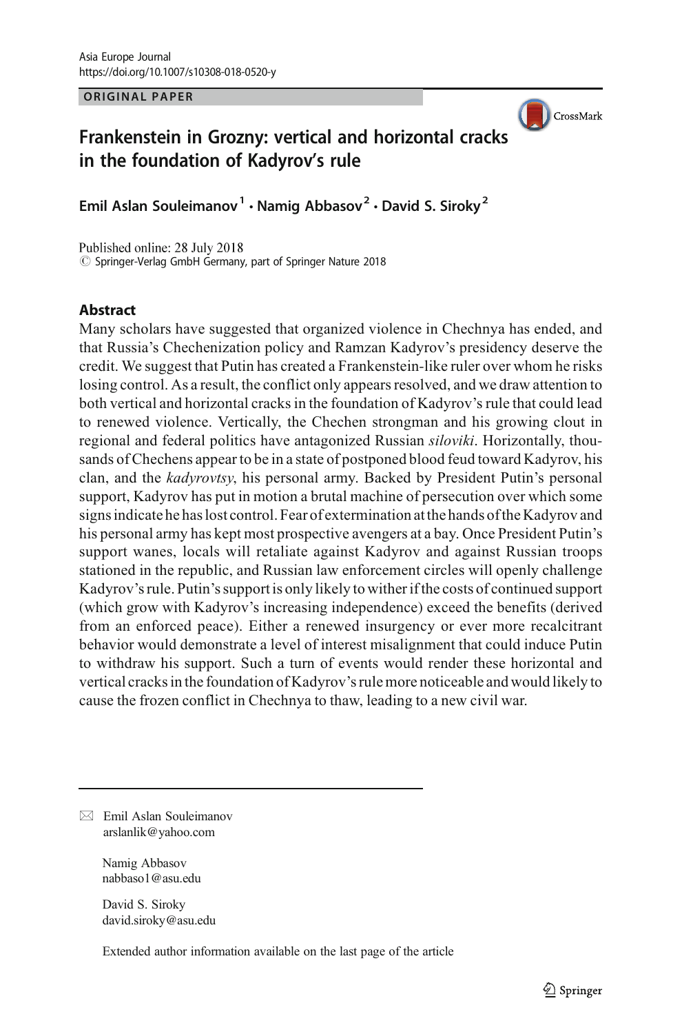Asia Europe Journal
https://doi.org/10.1007/s10308-018-0520-y

ORIGINAL PAPER

# Frankenstein in Grozny: vertical and horizontal cracks in the foundation of Kadyrov's rule

**Emil Aslan Souleimanov[1] · Namig Abbasov[2] · David S. Siroky[2]**

Published online: 28 July 2018
© Springer-Verlag GmbH Germany, part of Springer Nature 2018

## Abstract

Many scholars have suggested that organized violence in Chechnya has ended, and that Russia's Chechenization policy and Ramzan Kadyrov's presidency deserve the credit. We suggest that Putin has created a Frankenstein-like ruler over whom he risks losing control. As a result, the conflict only appears resolved, and we draw attention to both vertical and horizontal cracks in the foundation of Kadyrov's rule that could lead to renewed violence. Vertically, the Chechen strongman and his growing clout in regional and federal politics have antagonized Russian *siloviki*. Horizontally, thousands of Chechens appear to be in a state of postponed blood feud toward Kadyrov, his clan, and the *kadyrovtsy*, his personal army. Backed by President Putin's personal support, Kadyrov has put in motion a brutal machine of persecution over which some signs indicate he has lost control. Fear of extermination at the hands of the Kadyrov and his personal army has kept most prospective avengers at a bay. Once President Putin's support wanes, locals will retaliate against Kadyrov and against Russian troops stationed in the republic, and Russian law enforcement circles will openly challenge Kadyrov's rule. Putin's support is only likely to wither if the costs of continued support (which grow with Kadyrov's increasing independence) exceed the benefits (derived from an enforced peace). Either a renewed insurgency or ever more recalcitrant behavior would demonstrate a level of interest misalignment that could induce Putin to withdraw his support. Such a turn of events would render these horizontal and vertical cracks in the foundation of Kadyrov's rule more noticeable and would likely to cause the frozen conflict in Chechnya to thaw, leading to a new civil war.

---

✉ Emil Aslan Souleimanov
arslanlik@yahoo.com

Namig Abbasov
nabbaso1@asu.edu

David S. Siroky
david.siroky@asu.edu

Extended author information available on the last page of the article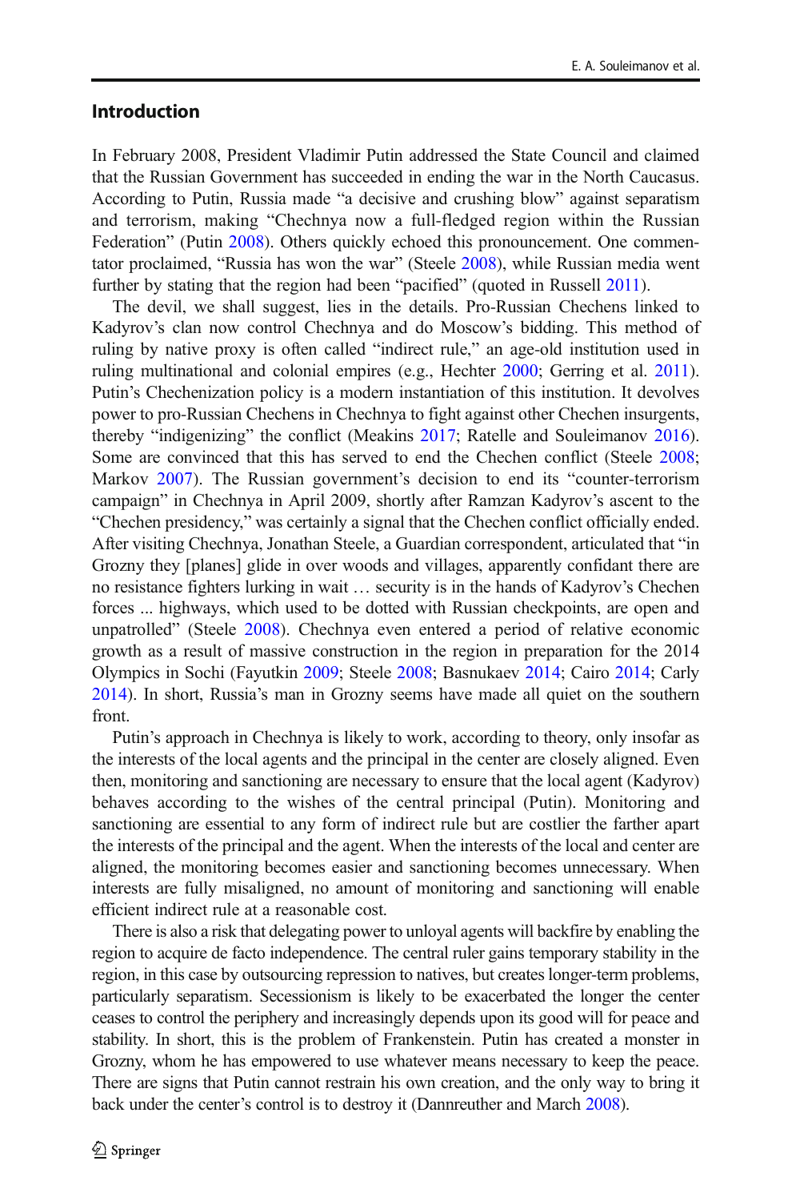## Introduction

In February 2008, President Vladimir Putin addressed the State Council and claimed that the Russian Government has succeeded in ending the war in the North Caucasus. According to Putin, Russia made "a decisive and crushing blow" against separatism and terrorism, making "Chechnya now a full-fledged region within the Russian Federation" (Putin 2008). Others quickly echoed this pronouncement. One commentator proclaimed, "Russia has won the war" (Steele 2008), while Russian media went further by stating that the region had been "pacified" (quoted in Russell 2011).

The devil, we shall suggest, lies in the details. Pro-Russian Chechens linked to Kadyrov's clan now control Chechnya and do Moscow's bidding. This method of ruling by native proxy is often called "indirect rule," an age-old institution used in ruling multinational and colonial empires (e.g., Hechter 2000; Gerring et al. 2011). Putin's Chechenization policy is a modern instantiation of this institution. It devolves power to pro-Russian Chechens in Chechnya to fight against other Chechen insurgents, thereby "indigenizing" the conflict (Meakins 2017; Ratelle and Souleimanov 2016). Some are convinced that this has served to end the Chechen conflict (Steele 2008; Markov 2007). The Russian government's decision to end its "counter-terrorism campaign" in Chechnya in April 2009, shortly after Ramzan Kadyrov's ascent to the "Chechen presidency," was certainly a signal that the Chechen conflict officially ended. After visiting Chechnya, Jonathan Steele, a Guardian correspondent, articulated that "in Grozny they [planes] glide in over woods and villages, apparently confidant there are no resistance fighters lurking in wait … security is in the hands of Kadyrov's Chechen forces ... highways, which used to be dotted with Russian checkpoints, are open and unpatrolled" (Steele 2008). Chechnya even entered a period of relative economic growth as a result of massive construction in the region in preparation for the 2014 Olympics in Sochi (Fayutkin 2009; Steele 2008; Basnukaev 2014; Cairo 2014; Carly 2014). In short, Russia's man in Grozny seems have made all quiet on the southern front.

Putin's approach in Chechnya is likely to work, according to theory, only insofar as the interests of the local agents and the principal in the center are closely aligned. Even then, monitoring and sanctioning are necessary to ensure that the local agent (Kadyrov) behaves according to the wishes of the central principal (Putin). Monitoring and sanctioning are essential to any form of indirect rule but are costlier the farther apart the interests of the principal and the agent. When the interests of the local and center are aligned, the monitoring becomes easier and sanctioning becomes unnecessary. When interests are fully misaligned, no amount of monitoring and sanctioning will enable efficient indirect rule at a reasonable cost.

There is also a risk that delegating power to unloyal agents will backfire by enabling the region to acquire de facto independence. The central ruler gains temporary stability in the region, in this case by outsourcing repression to natives, but creates longer-term problems, particularly separatism. Secessionism is likely to be exacerbated the longer the center ceases to control the periphery and increasingly depends upon its good will for peace and stability. In short, this is the problem of Frankenstein. Putin has created a monster in Grozny, whom he has empowered to use whatever means necessary to keep the peace. There are signs that Putin cannot restrain his own creation, and the only way to bring it back under the center's control is to destroy it (Dannreuther and March 2008).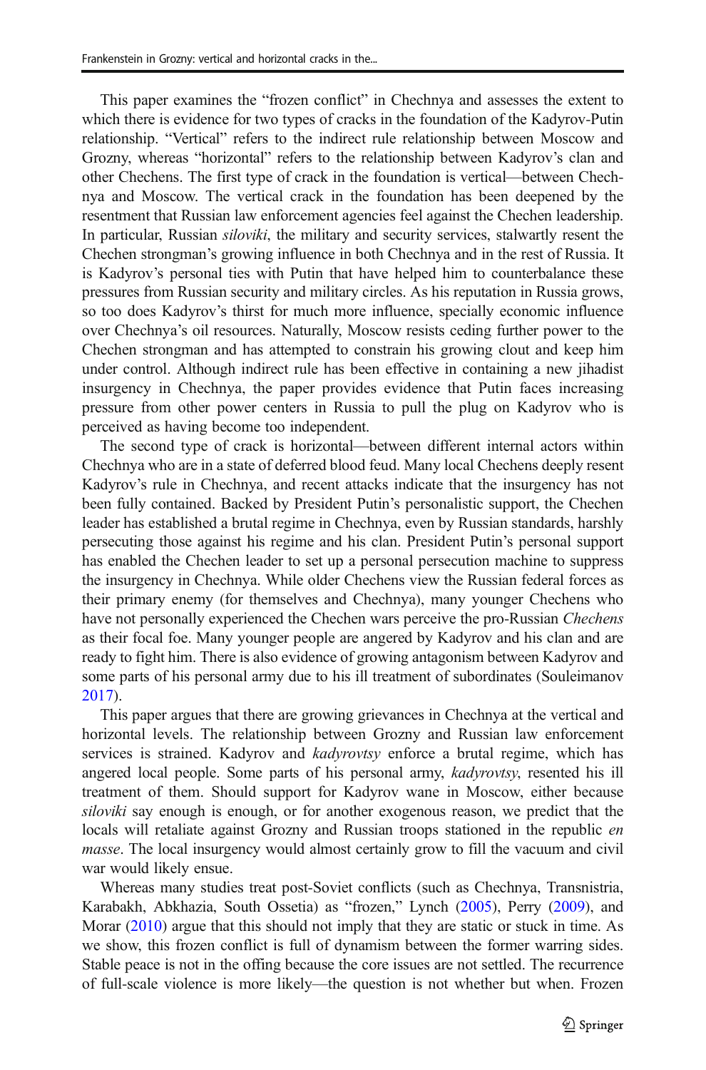This paper examines the "frozen conflict" in Chechnya and assesses the extent to which there is evidence for two types of cracks in the foundation of the Kadyrov-Putin relationship. "Vertical" refers to the indirect rule relationship between Moscow and Grozny, whereas "horizontal" refers to the relationship between Kadyrov's clan and other Chechens. The first type of crack in the foundation is vertical—between Chechnya and Moscow. The vertical crack in the foundation has been deepened by the resentment that Russian law enforcement agencies feel against the Chechen leadership. In particular, Russian *siloviki*, the military and security services, stalwartly resent the Chechen strongman's growing influence in both Chechnya and in the rest of Russia. It is Kadyrov's personal ties with Putin that have helped him to counterbalance these pressures from Russian security and military circles. As his reputation in Russia grows, so too does Kadyrov's thirst for much more influence, specially economic influence over Chechnya's oil resources. Naturally, Moscow resists ceding further power to the Chechen strongman and has attempted to constrain his growing clout and keep him under control. Although indirect rule has been effective in containing a new jihadist insurgency in Chechnya, the paper provides evidence that Putin faces increasing pressure from other power centers in Russia to pull the plug on Kadyrov who is perceived as having become too independent.

The second type of crack is horizontal—between different internal actors within Chechnya who are in a state of deferred blood feud. Many local Chechens deeply resent Kadyrov's rule in Chechnya, and recent attacks indicate that the insurgency has not been fully contained. Backed by President Putin's personalistic support, the Chechen leader has established a brutal regime in Chechnya, even by Russian standards, harshly persecuting those against his regime and his clan. President Putin's personal support has enabled the Chechen leader to set up a personal persecution machine to suppress the insurgency in Chechnya. While older Chechens view the Russian federal forces as their primary enemy (for themselves and Chechnya), many younger Chechens who have not personally experienced the Chechen wars perceive the pro-Russian *Chechens* as their focal foe. Many younger people are angered by Kadyrov and his clan and are ready to fight him. There is also evidence of growing antagonism between Kadyrov and some parts of his personal army due to his ill treatment of subordinates (Souleimanov 2017).

This paper argues that there are growing grievances in Chechnya at the vertical and horizontal levels. The relationship between Grozny and Russian law enforcement services is strained. Kadyrov and *kadyrovtsy* enforce a brutal regime, which has angered local people. Some parts of his personal army, *kadyrovtsy*, resented his ill treatment of them. Should support for Kadyrov wane in Moscow, either because *siloviki* say enough is enough, or for another exogenous reason, we predict that the locals will retaliate against Grozny and Russian troops stationed in the republic *en masse*. The local insurgency would almost certainly grow to fill the vacuum and civil war would likely ensue.

Whereas many studies treat post-Soviet conflicts (such as Chechnya, Transnistria, Karabakh, Abkhazia, South Ossetia) as "frozen," Lynch (2005), Perry (2009), and Morar (2010) argue that this should not imply that they are static or stuck in time. As we show, this frozen conflict is full of dynamism between the former warring sides. Stable peace is not in the offing because the core issues are not settled. The recurrence of full-scale violence is more likely—the question is not whether but when. Frozen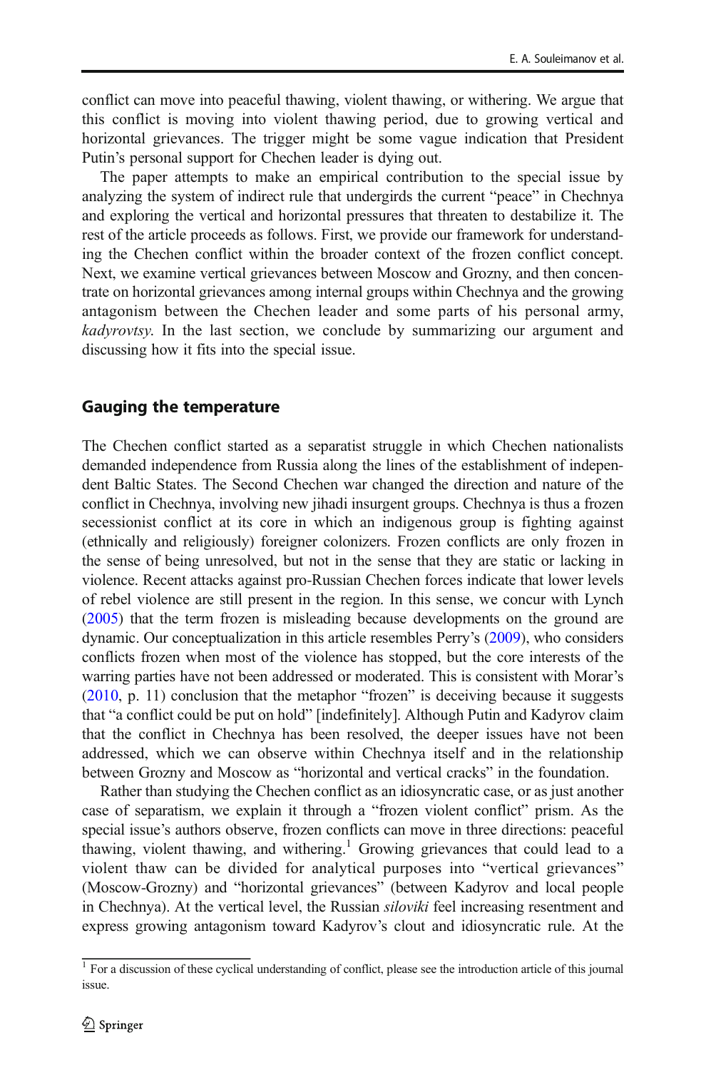conflict can move into peaceful thawing, violent thawing, or withering. We argue that this conflict is moving into violent thawing period, due to growing vertical and horizontal grievances. The trigger might be some vague indication that President Putin's personal support for Chechen leader is dying out.

The paper attempts to make an empirical contribution to the special issue by analyzing the system of indirect rule that undergirds the current "peace" in Chechnya and exploring the vertical and horizontal pressures that threaten to destabilize it. The rest of the article proceeds as follows. First, we provide our framework for understanding the Chechen conflict within the broader context of the frozen conflict concept. Next, we examine vertical grievances between Moscow and Grozny, and then concentrate on horizontal grievances among internal groups within Chechnya and the growing antagonism between the Chechen leader and some parts of his personal army, *kadyrovtsy*. In the last section, we conclude by summarizing our argument and discussing how it fits into the special issue.

## Gauging the temperature

The Chechen conflict started as a separatist struggle in which Chechen nationalists demanded independence from Russia along the lines of the establishment of independent Baltic States. The Second Chechen war changed the direction and nature of the conflict in Chechnya, involving new jihadi insurgent groups. Chechnya is thus a frozen secessionist conflict at its core in which an indigenous group is fighting against (ethnically and religiously) foreigner colonizers. Frozen conflicts are only frozen in the sense of being unresolved, but not in the sense that they are static or lacking in violence. Recent attacks against pro-Russian Chechen forces indicate that lower levels of rebel violence are still present in the region. In this sense, we concur with Lynch (2005) that the term frozen is misleading because developments on the ground are dynamic. Our conceptualization in this article resembles Perry's (2009), who considers conflicts frozen when most of the violence has stopped, but the core interests of the warring parties have not been addressed or moderated. This is consistent with Morar's (2010, p. 11) conclusion that the metaphor "frozen" is deceiving because it suggests that "a conflict could be put on hold" [indefinitely]. Although Putin and Kadyrov claim that the conflict in Chechnya has been resolved, the deeper issues have not been addressed, which we can observe within Chechnya itself and in the relationship between Grozny and Moscow as "horizontal and vertical cracks" in the foundation.

Rather than studying the Chechen conflict as an idiosyncratic case, or as just another case of separatism, we explain it through a "frozen violent conflict" prism. As the special issue's authors observe, frozen conflicts can move in three directions: peaceful thawing, violent thawing, and withering.[1] Growing grievances that could lead to a violent thaw can be divided for analytical purposes into "vertical grievances" (Moscow-Grozny) and "horizontal grievances" (between Kadyrov and local people in Chechnya). At the vertical level, the Russian *siloviki* feel increasing resentment and express growing antagonism toward Kadyrov's clout and idiosyncratic rule. At the

[1] For a discussion of these cyclical understanding of conflict, please see the introduction article of this journal issue.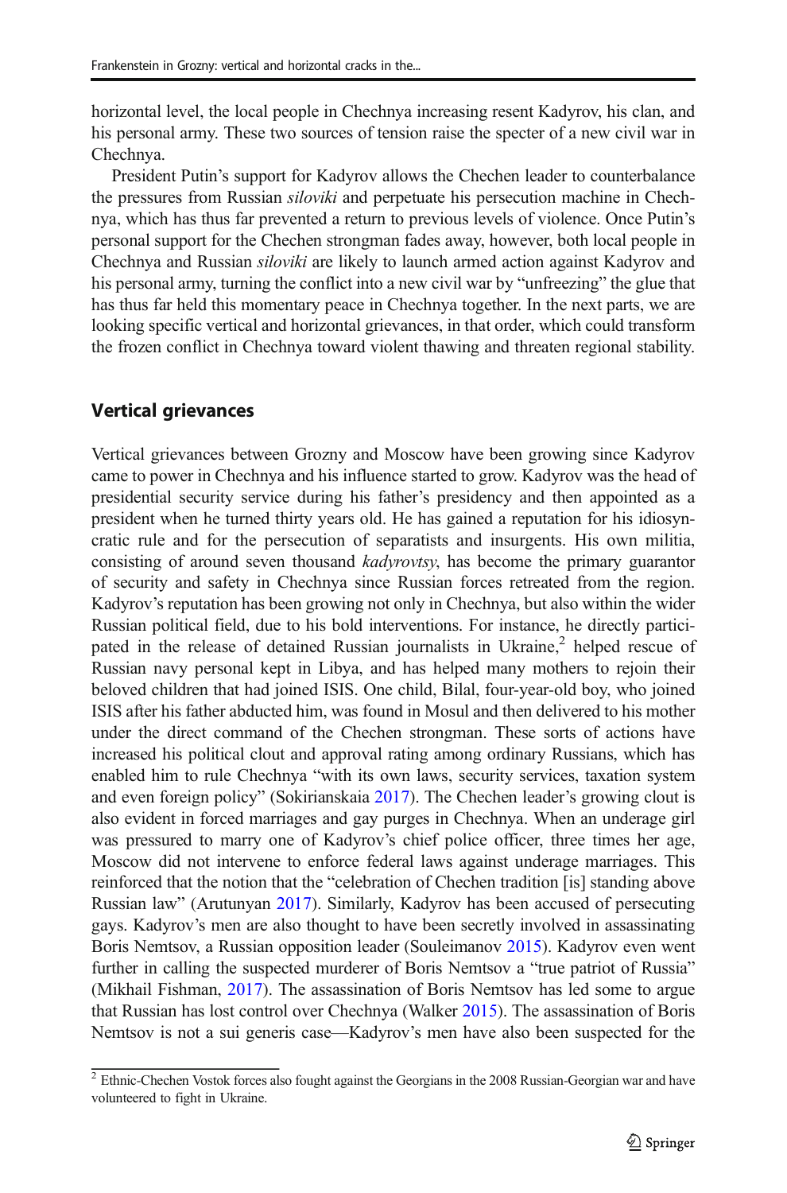horizontal level, the local people in Chechnya increasing resent Kadyrov, his clan, and his personal army. These two sources of tension raise the specter of a new civil war in Chechnya.

President Putin's support for Kadyrov allows the Chechen leader to counterbalance the pressures from Russian *siloviki* and perpetuate his persecution machine in Chechnya, which has thus far prevented a return to previous levels of violence. Once Putin's personal support for the Chechen strongman fades away, however, both local people in Chechnya and Russian *siloviki* are likely to launch armed action against Kadyrov and his personal army, turning the conflict into a new civil war by "unfreezing" the glue that has thus far held this momentary peace in Chechnya together. In the next parts, we are looking specific vertical and horizontal grievances, in that order, which could transform the frozen conflict in Chechnya toward violent thawing and threaten regional stability.

## Vertical grievances

Vertical grievances between Grozny and Moscow have been growing since Kadyrov came to power in Chechnya and his influence started to grow. Kadyrov was the head of presidential security service during his father's presidency and then appointed as a president when he turned thirty years old. He has gained a reputation for his idiosyncratic rule and for the persecution of separatists and insurgents. His own militia, consisting of around seven thousand *kadyrovtsy*, has become the primary guarantor of security and safety in Chechnya since Russian forces retreated from the region. Kadyrov's reputation has been growing not only in Chechnya, but also within the wider Russian political field, due to his bold interventions. For instance, he directly participated in the release of detained Russian journalists in Ukraine,[2] helped rescue of Russian navy personal kept in Libya, and has helped many mothers to rejoin their beloved children that had joined ISIS. One child, Bilal, four-year-old boy, who joined ISIS after his father abducted him, was found in Mosul and then delivered to his mother under the direct command of the Chechen strongman. These sorts of actions have increased his political clout and approval rating among ordinary Russians, which has enabled him to rule Chechnya "with its own laws, security services, taxation system and even foreign policy" (Sokirianskaia 2017). The Chechen leader's growing clout is also evident in forced marriages and gay purges in Chechnya. When an underage girl was pressured to marry one of Kadyrov's chief police officer, three times her age, Moscow did not intervene to enforce federal laws against underage marriages. This reinforced that the notion that the "celebration of Chechen tradition [is] standing above Russian law" (Arutunyan 2017). Similarly, Kadyrov has been accused of persecuting gays. Kadyrov's men are also thought to have been secretly involved in assassinating Boris Nemtsov, a Russian opposition leader (Souleimanov 2015). Kadyrov even went further in calling the suspected murderer of Boris Nemtsov a "true patriot of Russia" (Mikhail Fishman, 2017). The assassination of Boris Nemtsov has led some to argue that Russian has lost control over Chechnya (Walker 2015). The assassination of Boris Nemtsov is not a sui generis case—Kadyrov's men have also been suspected for the

[2] Ethnic-Chechen Vostok forces also fought against the Georgians in the 2008 Russian-Georgian war and have volunteered to fight in Ukraine.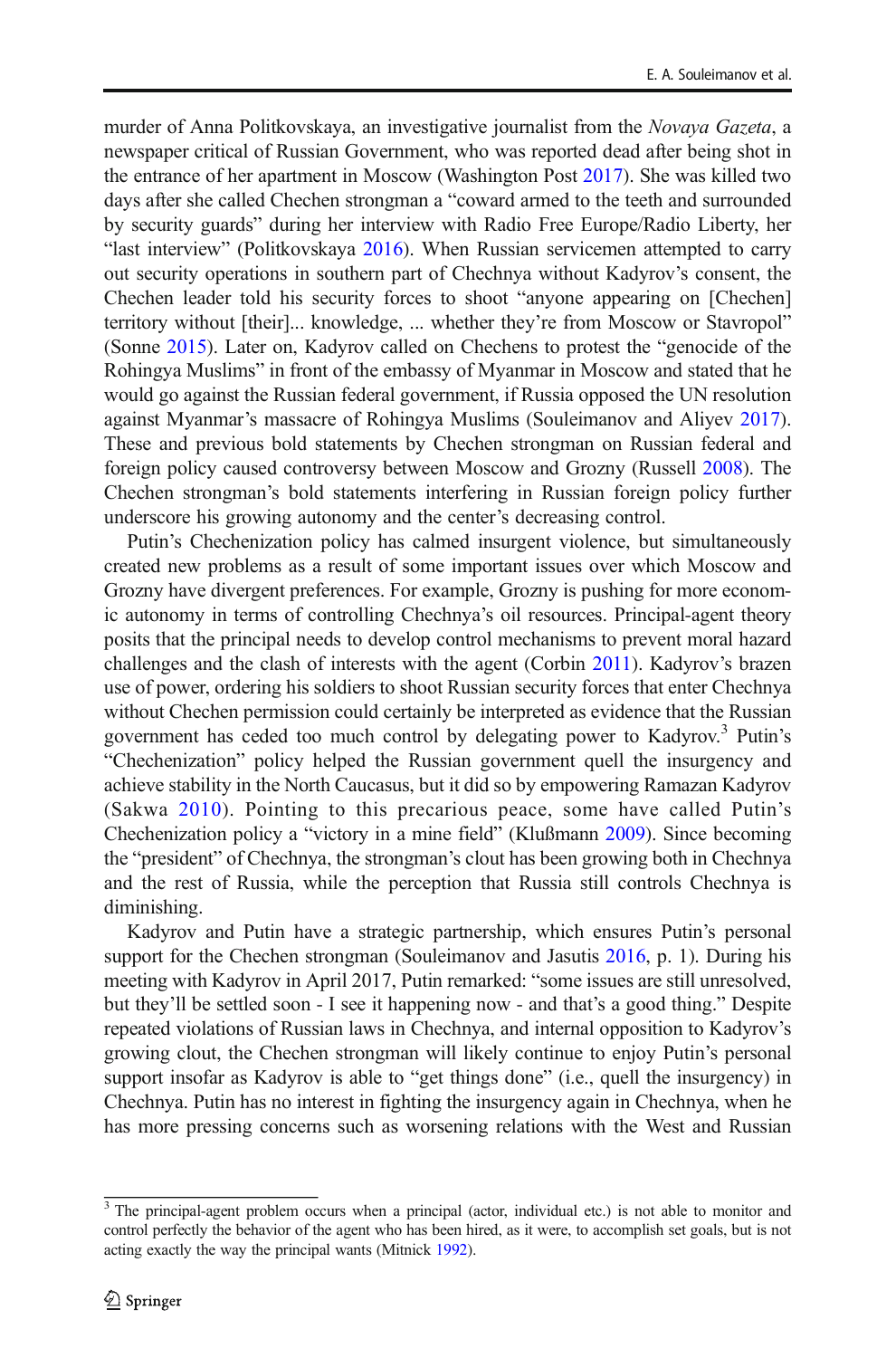murder of Anna Politkovskaya, an investigative journalist from the *Novaya Gazeta*, a newspaper critical of Russian Government, who was reported dead after being shot in the entrance of her apartment in Moscow (Washington Post 2017). She was killed two days after she called Chechen strongman a "coward armed to the teeth and surrounded by security guards" during her interview with Radio Free Europe/Radio Liberty, her "last interview" (Politkovskaya 2016). When Russian servicemen attempted to carry out security operations in southern part of Chechnya without Kadyrov's consent, the Chechen leader told his security forces to shoot "anyone appearing on [Chechen] territory without [their]... knowledge, ... whether they're from Moscow or Stavropol" (Sonne 2015). Later on, Kadyrov called on Chechens to protest the "genocide of the Rohingya Muslims" in front of the embassy of Myanmar in Moscow and stated that he would go against the Russian federal government, if Russia opposed the UN resolution against Myanmar's massacre of Rohingya Muslims (Souleimanov and Aliyev 2017). These and previous bold statements by Chechen strongman on Russian federal and foreign policy caused controversy between Moscow and Grozny (Russell 2008). The Chechen strongman's bold statements interfering in Russian foreign policy further underscore his growing autonomy and the center's decreasing control.

Putin's Chechenization policy has calmed insurgent violence, but simultaneously created new problems as a result of some important issues over which Moscow and Grozny have divergent preferences. For example, Grozny is pushing for more economic autonomy in terms of controlling Chechnya's oil resources. Principal-agent theory posits that the principal needs to develop control mechanisms to prevent moral hazard challenges and the clash of interests with the agent (Corbin 2011). Kadyrov's brazen use of power, ordering his soldiers to shoot Russian security forces that enter Chechnya without Chechen permission could certainly be interpreted as evidence that the Russian government has ceded too much control by delegating power to Kadyrov.[3] Putin's "Chechenization" policy helped the Russian government quell the insurgency and achieve stability in the North Caucasus, but it did so by empowering Ramazan Kadyrov (Sakwa 2010). Pointing to this precarious peace, some have called Putin's Chechenization policy a "victory in a mine field" (Klußmann 2009). Since becoming the "president" of Chechnya, the strongman's clout has been growing both in Chechnya and the rest of Russia, while the perception that Russia still controls Chechnya is diminishing.

Kadyrov and Putin have a strategic partnership, which ensures Putin's personal support for the Chechen strongman (Souleimanov and Jasutis 2016, p. 1). During his meeting with Kadyrov in April 2017, Putin remarked: "some issues are still unresolved, but they'll be settled soon - I see it happening now - and that's a good thing." Despite repeated violations of Russian laws in Chechnya, and internal opposition to Kadyrov's growing clout, the Chechen strongman will likely continue to enjoy Putin's personal support insofar as Kadyrov is able to "get things done" (i.e., quell the insurgency) in Chechnya. Putin has no interest in fighting the insurgency again in Chechnya, when he has more pressing concerns such as worsening relations with the West and Russian

[3] The principal-agent problem occurs when a principal (actor, individual etc.) is not able to monitor and control perfectly the behavior of the agent who has been hired, as it were, to accomplish set goals, but is not acting exactly the way the principal wants (Mitnick 1992).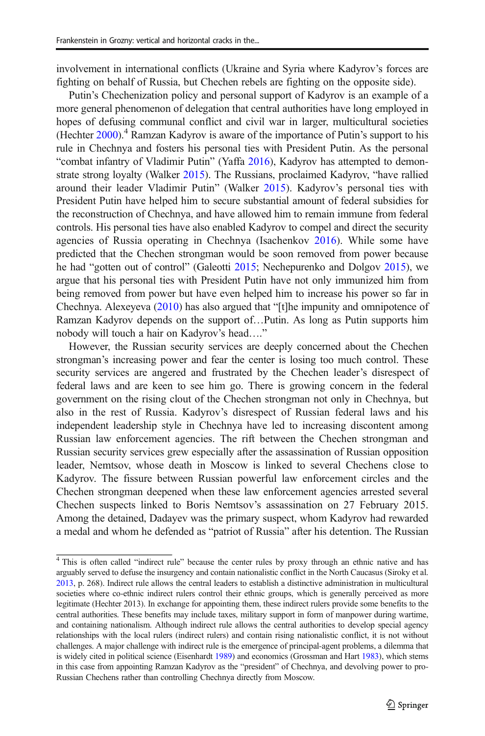involvement in international conflicts (Ukraine and Syria where Kadyrov's forces are fighting on behalf of Russia, but Chechen rebels are fighting on the opposite side).

Putin's Chechenization policy and personal support of Kadyrov is an example of a more general phenomenon of delegation that central authorities have long employed in hopes of defusing communal conflict and civil war in larger, multicultural societies (Hechter 2000).[4] Ramzan Kadyrov is aware of the importance of Putin's support to his rule in Chechnya and fosters his personal ties with President Putin. As the personal "combat infantry of Vladimir Putin" (Yaffa 2016), Kadyrov has attempted to demonstrate strong loyalty (Walker 2015). The Russians, proclaimed Kadyrov, "have rallied around their leader Vladimir Putin" (Walker 2015). Kadyrov's personal ties with President Putin have helped him to secure substantial amount of federal subsidies for the reconstruction of Chechnya, and have allowed him to remain immune from federal controls. His personal ties have also enabled Kadyrov to compel and direct the security agencies of Russia operating in Chechnya (Isachenkov 2016). While some have predicted that the Chechen strongman would be soon removed from power because he had "gotten out of control" (Galeotti 2015; Nechepurenko and Dolgov 2015), we argue that his personal ties with President Putin have not only immunized him from being removed from power but have even helped him to increase his power so far in Chechnya. Alexeyeva (2010) has also argued that "[t]he impunity and omnipotence of Ramzan Kadyrov depends on the support of…Putin. As long as Putin supports him nobody will touch a hair on Kadyrov's head…."

However, the Russian security services are deeply concerned about the Chechen strongman's increasing power and fear the center is losing too much control. These security services are angered and frustrated by the Chechen leader's disrespect of federal laws and are keen to see him go. There is growing concern in the federal government on the rising clout of the Chechen strongman not only in Chechnya, but also in the rest of Russia. Kadyrov's disrespect of Russian federal laws and his independent leadership style in Chechnya have led to increasing discontent among Russian law enforcement agencies. The rift between the Chechen strongman and Russian security services grew especially after the assassination of Russian opposition leader, Nemtsov, whose death in Moscow is linked to several Chechens close to Kadyrov. The fissure between Russian powerful law enforcement circles and the Chechen strongman deepened when these law enforcement agencies arrested several Chechen suspects linked to Boris Nemtsov's assassination on 27 February 2015. Among the detained, Dadayev was the primary suspect, whom Kadyrov had rewarded a medal and whom he defended as "patriot of Russia" after his detention. The Russian

[4] This is often called "indirect rule" because the center rules by proxy through an ethnic native and has arguably served to defuse the insurgency and contain nationalistic conflict in the North Caucasus (Siroky et al. 2013, p. 268). Indirect rule allows the central leaders to establish a distinctive administration in multicultural societies where co-ethnic indirect rulers control their ethnic groups, which is generally perceived as more legitimate (Hechter 2013). In exchange for appointing them, these indirect rulers provide some benefits to the central authorities. These benefits may include taxes, military support in form of manpower during wartime, and containing nationalism. Although indirect rule allows the central authorities to develop special agency relationships with the local rulers (indirect rulers) and contain rising nationalistic conflict, it is not without challenges. A major challenge with indirect rule is the emergence of principal-agent problems, a dilemma that is widely cited in political science (Eisenhardt 1989) and economics (Grossman and Hart 1983), which stems in this case from appointing Ramzan Kadyrov as the "president" of Chechnya, and devolving power to pro-Russian Chechens rather than controlling Chechnya directly from Moscow.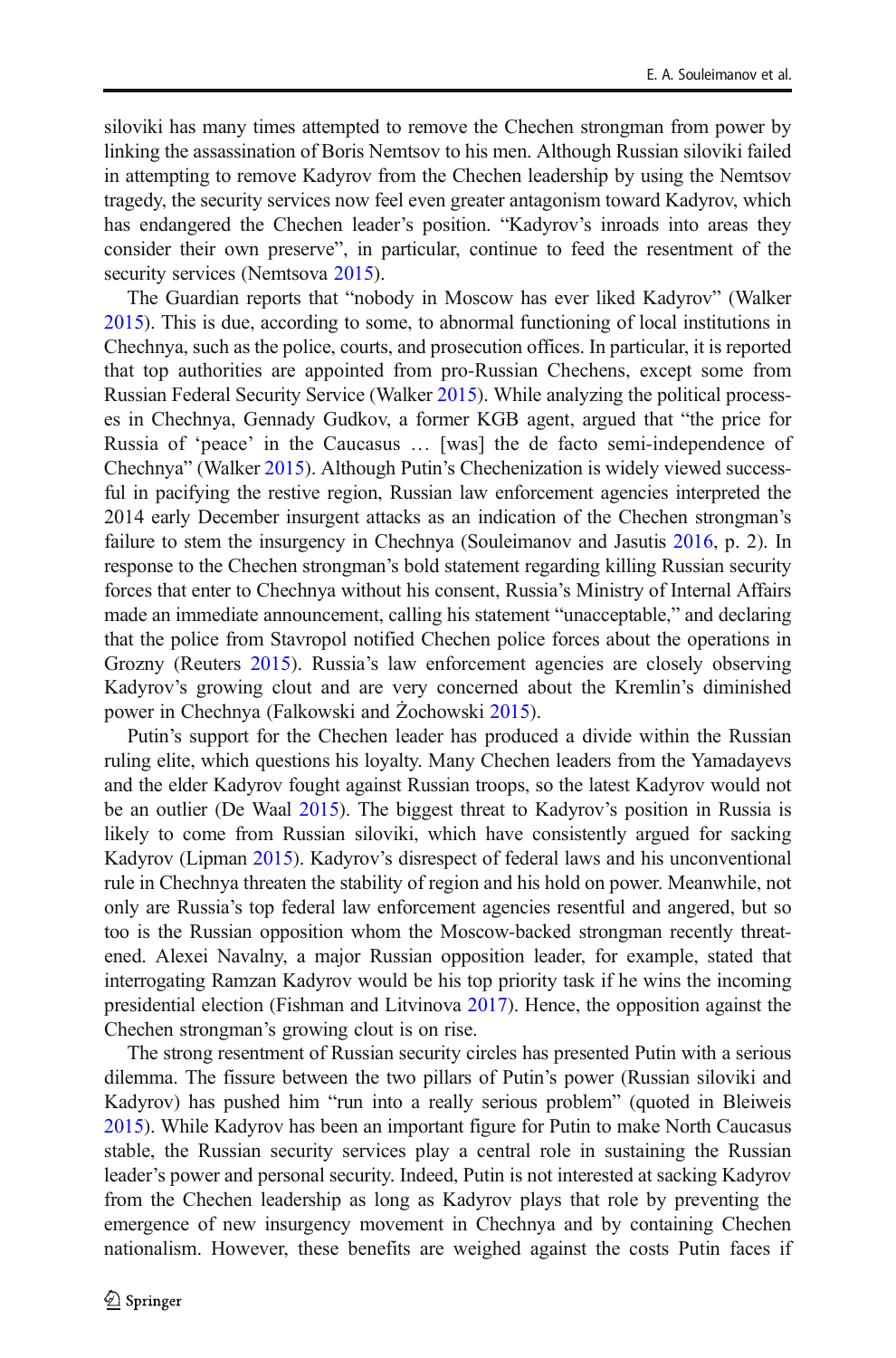siloviki has many times attempted to remove the Chechen strongman from power by linking the assassination of Boris Nemtsov to his men. Although Russian siloviki failed in attempting to remove Kadyrov from the Chechen leadership by using the Nemtsov tragedy, the security services now feel even greater antagonism toward Kadyrov, which has endangered the Chechen leader's position. "Kadyrov's inroads into areas they consider their own preserve", in particular, continue to feed the resentment of the security services (Nemtsova 2015).

The Guardian reports that "nobody in Moscow has ever liked Kadyrov" (Walker 2015). This is due, according to some, to abnormal functioning of local institutions in Chechnya, such as the police, courts, and prosecution offices. In particular, it is reported that top authorities are appointed from pro-Russian Chechens, except some from Russian Federal Security Service (Walker 2015). While analyzing the political processes in Chechnya, Gennady Gudkov, a former KGB agent, argued that "the price for Russia of 'peace' in the Caucasus … [was] the de facto semi-independence of Chechnya" (Walker 2015). Although Putin's Chechenization is widely viewed successful in pacifying the restive region, Russian law enforcement agencies interpreted the 2014 early December insurgent attacks as an indication of the Chechen strongman's failure to stem the insurgency in Chechnya (Souleimanov and Jasutis 2016, p. 2). In response to the Chechen strongman's bold statement regarding killing Russian security forces that enter to Chechnya without his consent, Russia's Ministry of Internal Affairs made an immediate announcement, calling his statement "unacceptable," and declaring that the police from Stavropol notified Chechen police forces about the operations in Grozny (Reuters 2015). Russia's law enforcement agencies are closely observing Kadyrov's growing clout and are very concerned about the Kremlin's diminished power in Chechnya (Falkowski and Żochowski 2015).

Putin's support for the Chechen leader has produced a divide within the Russian ruling elite, which questions his loyalty. Many Chechen leaders from the Yamadayevs and the elder Kadyrov fought against Russian troops, so the latest Kadyrov would not be an outlier (De Waal 2015). The biggest threat to Kadyrov's position in Russia is likely to come from Russian siloviki, which have consistently argued for sacking Kadyrov (Lipman 2015). Kadyrov's disrespect of federal laws and his unconventional rule in Chechnya threaten the stability of region and his hold on power. Meanwhile, not only are Russia's top federal law enforcement agencies resentful and angered, but so too is the Russian opposition whom the Moscow-backed strongman recently threatened. Alexei Navalny, a major Russian opposition leader, for example, stated that interrogating Ramzan Kadyrov would be his top priority task if he wins the incoming presidential election (Fishman and Litvinova 2017). Hence, the opposition against the Chechen strongman's growing clout is on rise.

The strong resentment of Russian security circles has presented Putin with a serious dilemma. The fissure between the two pillars of Putin's power (Russian siloviki and Kadyrov) has pushed him "run into a really serious problem" (quoted in Bleiweis 2015). While Kadyrov has been an important figure for Putin to make North Caucasus stable, the Russian security services play a central role in sustaining the Russian leader's power and personal security. Indeed, Putin is not interested at sacking Kadyrov from the Chechen leadership as long as Kadyrov plays that role by preventing the emergence of new insurgency movement in Chechnya and by containing Chechen nationalism. However, these benefits are weighed against the costs Putin faces if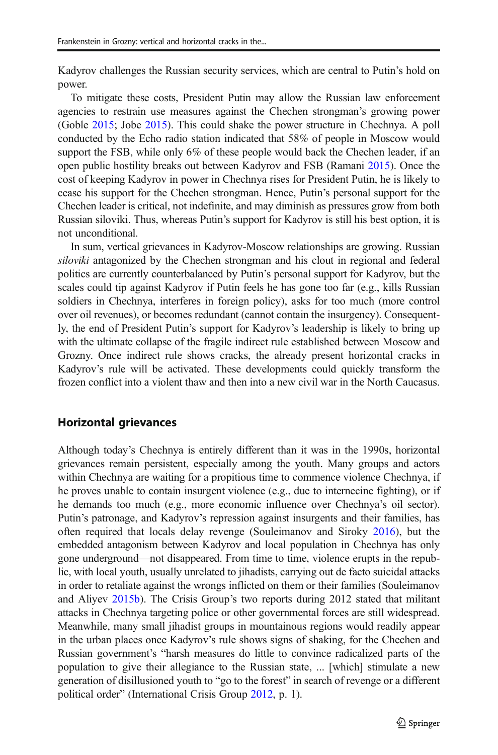Kadyrov challenges the Russian security services, which are central to Putin's hold on power.

To mitigate these costs, President Putin may allow the Russian law enforcement agencies to restrain use measures against the Chechen strongman's growing power (Goble 2015; Jobe 2015). This could shake the power structure in Chechnya. A poll conducted by the Echo radio station indicated that 58% of people in Moscow would support the FSB, while only 6% of these people would back the Chechen leader, if an open public hostility breaks out between Kadyrov and FSB (Ramani 2015). Once the cost of keeping Kadyrov in power in Chechnya rises for President Putin, he is likely to cease his support for the Chechen strongman. Hence, Putin's personal support for the Chechen leader is critical, not indefinite, and may diminish as pressures grow from both Russian siloviki. Thus, whereas Putin's support for Kadyrov is still his best option, it is not unconditional.

In sum, vertical grievances in Kadyrov-Moscow relationships are growing. Russian *siloviki* antagonized by the Chechen strongman and his clout in regional and federal politics are currently counterbalanced by Putin's personal support for Kadyrov, but the scales could tip against Kadyrov if Putin feels he has gone too far (e.g., kills Russian soldiers in Chechnya, interferes in foreign policy), asks for too much (more control over oil revenues), or becomes redundant (cannot contain the insurgency). Consequently, the end of President Putin's support for Kadyrov's leadership is likely to bring up with the ultimate collapse of the fragile indirect rule established between Moscow and Grozny. Once indirect rule shows cracks, the already present horizontal cracks in Kadyrov's rule will be activated. These developments could quickly transform the frozen conflict into a violent thaw and then into a new civil war in the North Caucasus.

## Horizontal grievances

Although today's Chechnya is entirely different than it was in the 1990s, horizontal grievances remain persistent, especially among the youth. Many groups and actors within Chechnya are waiting for a propitious time to commence violence Chechnya, if he proves unable to contain insurgent violence (e.g., due to internecine fighting), or if he demands too much (e.g., more economic influence over Chechnya's oil sector). Putin's patronage, and Kadyrov's repression against insurgents and their families, has often required that locals delay revenge (Souleimanov and Siroky 2016), but the embedded antagonism between Kadyrov and local population in Chechnya has only gone underground—not disappeared. From time to time, violence erupts in the republic, with local youth, usually unrelated to jihadists, carrying out de facto suicidal attacks in order to retaliate against the wrongs inflicted on them or their families (Souleimanov and Aliyev 2015b). The Crisis Group's two reports during 2012 stated that militant attacks in Chechnya targeting police or other governmental forces are still widespread. Meanwhile, many small jihadist groups in mountainous regions would readily appear in the urban places once Kadyrov's rule shows signs of shaking, for the Chechen and Russian government's "harsh measures do little to convince radicalized parts of the population to give their allegiance to the Russian state, ... [which] stimulate a new generation of disillusioned youth to "go to the forest" in search of revenge or a different political order" (International Crisis Group 2012, p. 1).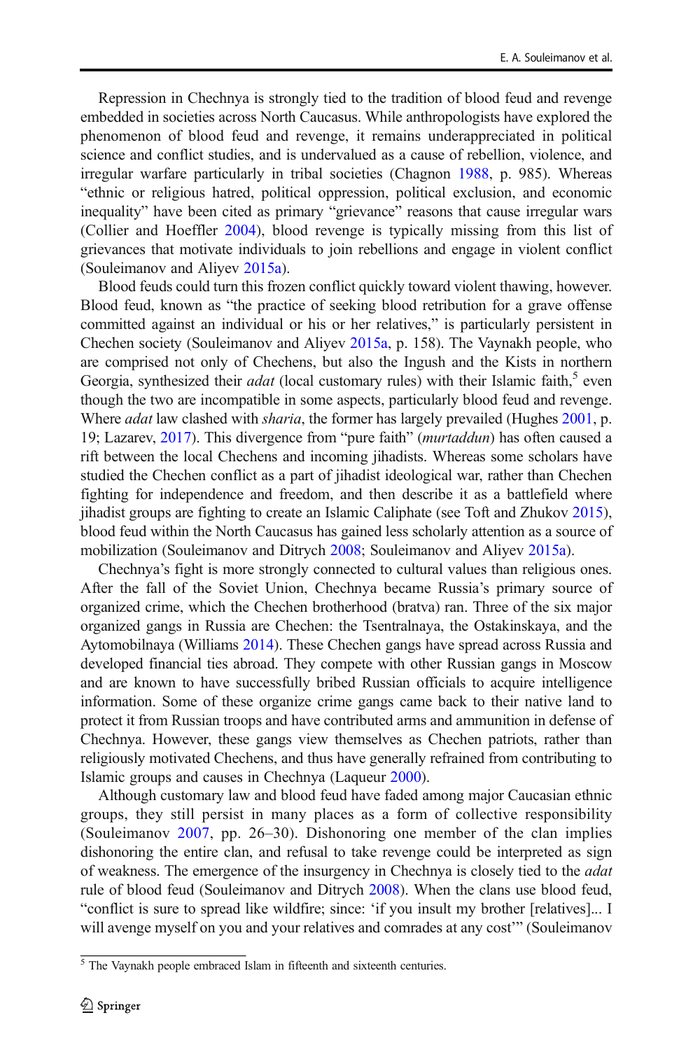Repression in Chechnya is strongly tied to the tradition of blood feud and revenge embedded in societies across North Caucasus. While anthropologists have explored the phenomenon of blood feud and revenge, it remains underappreciated in political science and conflict studies, and is undervalued as a cause of rebellion, violence, and irregular warfare particularly in tribal societies (Chagnon 1988, p. 985). Whereas "ethnic or religious hatred, political oppression, political exclusion, and economic inequality" have been cited as primary "grievance" reasons that cause irregular wars (Collier and Hoeffler 2004), blood revenge is typically missing from this list of grievances that motivate individuals to join rebellions and engage in violent conflict (Souleimanov and Aliyev 2015a).

Blood feuds could turn this frozen conflict quickly toward violent thawing, however. Blood feud, known as "the practice of seeking blood retribution for a grave offense committed against an individual or his or her relatives," is particularly persistent in Chechen society (Souleimanov and Aliyev 2015a, p. 158). The Vaynakh people, who are comprised not only of Chechens, but also the Ingush and the Kists in northern Georgia, synthesized their *adat* (local customary rules) with their Islamic faith,[5] even though the two are incompatible in some aspects, particularly blood feud and revenge. Where *adat* law clashed with *sharia*, the former has largely prevailed (Hughes 2001, p. 19; Lazarev, 2017). This divergence from "pure faith" (*murtaddun*) has often caused a rift between the local Chechens and incoming jihadists. Whereas some scholars have studied the Chechen conflict as a part of jihadist ideological war, rather than Chechen fighting for independence and freedom, and then describe it as a battlefield where jihadist groups are fighting to create an Islamic Caliphate (see Toft and Zhukov 2015), blood feud within the North Caucasus has gained less scholarly attention as a source of mobilization (Souleimanov and Ditrych 2008; Souleimanov and Aliyev 2015a).

Chechnya's fight is more strongly connected to cultural values than religious ones. After the fall of the Soviet Union, Chechnya became Russia's primary source of organized crime, which the Chechen brotherhood (bratva) ran. Three of the six major organized gangs in Russia are Chechen: the Tsentralnaya, the Ostakinskaya, and the Aytomobilnaya (Williams 2014). These Chechen gangs have spread across Russia and developed financial ties abroad. They compete with other Russian gangs in Moscow and are known to have successfully bribed Russian officials to acquire intelligence information. Some of these organize crime gangs came back to their native land to protect it from Russian troops and have contributed arms and ammunition in defense of Chechnya. However, these gangs view themselves as Chechen patriots, rather than religiously motivated Chechens, and thus have generally refrained from contributing to Islamic groups and causes in Chechnya (Laqueur 2000).

Although customary law and blood feud have faded among major Caucasian ethnic groups, they still persist in many places as a form of collective responsibility (Souleimanov 2007, pp. 26–30). Dishonoring one member of the clan implies dishonoring the entire clan, and refusal to take revenge could be interpreted as sign of weakness. The emergence of the insurgency in Chechnya is closely tied to the *adat* rule of blood feud (Souleimanov and Ditrych 2008). When the clans use blood feud, "conflict is sure to spread like wildfire; since: 'if you insult my brother [relatives]... I will avenge myself on you and your relatives and comrades at any cost'" (Souleimanov

[5] The Vaynakh people embraced Islam in fifteenth and sixteenth centuries.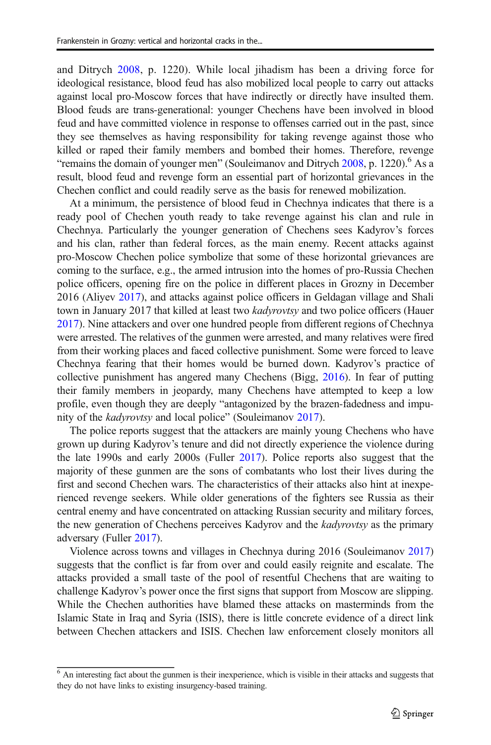and Ditrych 2008, p. 1220). While local jihadism has been a driving force for ideological resistance, blood feud has also mobilized local people to carry out attacks against local pro-Moscow forces that have indirectly or directly have insulted them. Blood feuds are trans-generational: younger Chechens have been involved in blood feud and have committed violence in response to offenses carried out in the past, since they see themselves as having responsibility for taking revenge against those who killed or raped their family members and bombed their homes. Therefore, revenge "remains the domain of younger men" (Souleimanov and Ditrych 2008, p. 1220).[6] As a result, blood feud and revenge form an essential part of horizontal grievances in the Chechen conflict and could readily serve as the basis for renewed mobilization.

At a minimum, the persistence of blood feud in Chechnya indicates that there is a ready pool of Chechen youth ready to take revenge against his clan and rule in Chechnya. Particularly the younger generation of Chechens sees Kadyrov's forces and his clan, rather than federal forces, as the main enemy. Recent attacks against pro-Moscow Chechen police symbolize that some of these horizontal grievances are coming to the surface, e.g., the armed intrusion into the homes of pro-Russia Chechen police officers, opening fire on the police in different places in Grozny in December 2016 (Aliyev 2017), and attacks against police officers in Geldagan village and Shali town in January 2017 that killed at least two *kadyrovtsy* and two police officers (Hauer 2017). Nine attackers and over one hundred people from different regions of Chechnya were arrested. The relatives of the gunmen were arrested, and many relatives were fired from their working places and faced collective punishment. Some were forced to leave Chechnya fearing that their homes would be burned down. Kadyrov's practice of collective punishment has angered many Chechens (Bigg, 2016). In fear of putting their family members in jeopardy, many Chechens have attempted to keep a low profile, even though they are deeply "antagonized by the brazen-fadedness and impunity of the *kadyrovtsy* and local police" (Souleimanov 2017).

The police reports suggest that the attackers are mainly young Chechens who have grown up during Kadyrov's tenure and did not directly experience the violence during the late 1990s and early 2000s (Fuller 2017). Police reports also suggest that the majority of these gunmen are the sons of combatants who lost their lives during the first and second Chechen wars. The characteristics of their attacks also hint at inexperienced revenge seekers. While older generations of the fighters see Russia as their central enemy and have concentrated on attacking Russian security and military forces, the new generation of Chechens perceives Kadyrov and the *kadyrovtsy* as the primary adversary (Fuller 2017).

Violence across towns and villages in Chechnya during 2016 (Souleimanov 2017) suggests that the conflict is far from over and could easily reignite and escalate. The attacks provided a small taste of the pool of resentful Chechens that are waiting to challenge Kadyrov's power once the first signs that support from Moscow are slipping. While the Chechen authorities have blamed these attacks on masterminds from the Islamic State in Iraq and Syria (ISIS), there is little concrete evidence of a direct link between Chechen attackers and ISIS. Chechen law enforcement closely monitors all

[6] An interesting fact about the gunmen is their inexperience, which is visible in their attacks and suggests that they do not have links to existing insurgency-based training.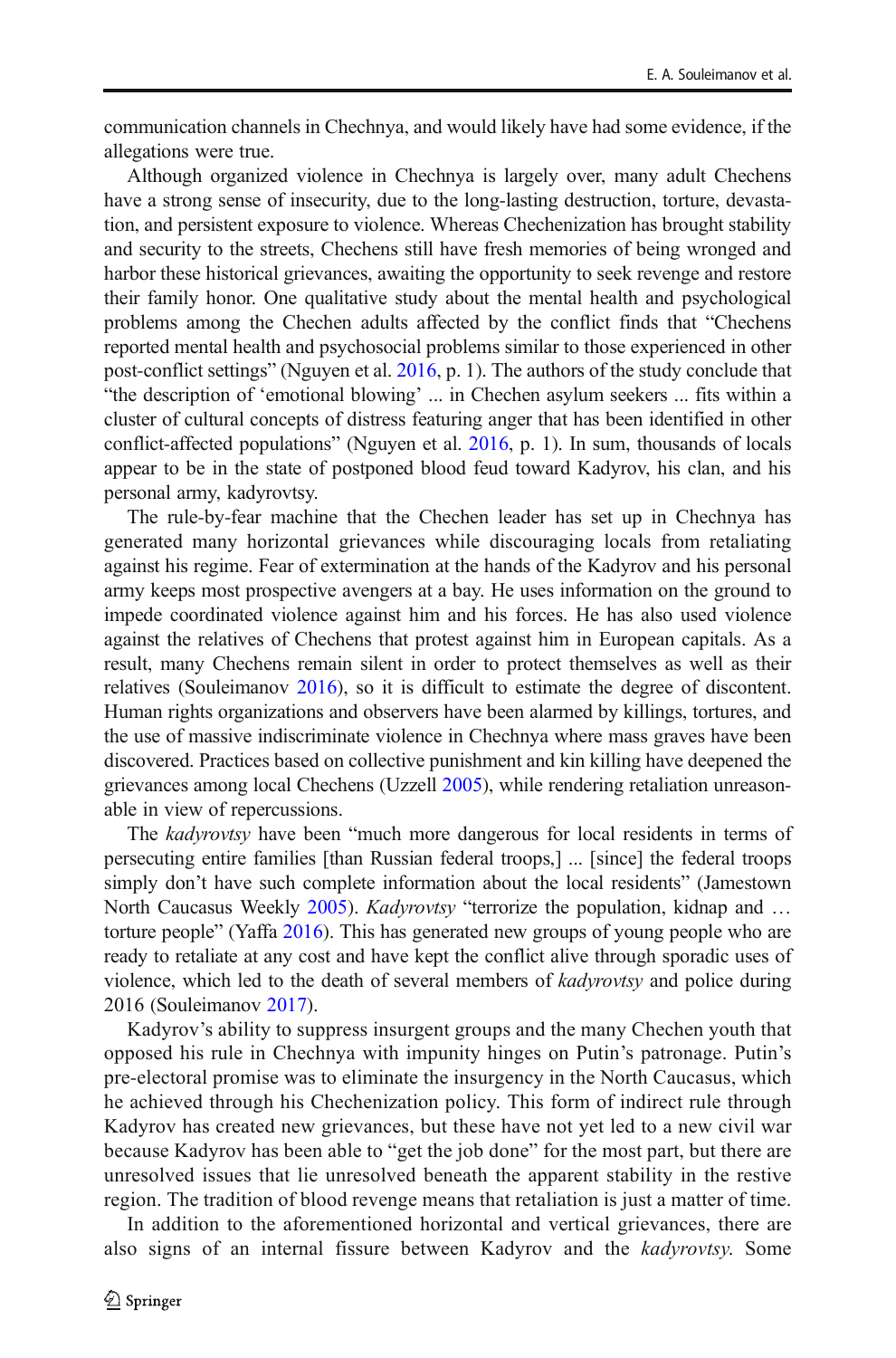communication channels in Chechnya, and would likely have had some evidence, if the allegations were true.

Although organized violence in Chechnya is largely over, many adult Chechens have a strong sense of insecurity, due to the long-lasting destruction, torture, devastation, and persistent exposure to violence. Whereas Chechenization has brought stability and security to the streets, Chechens still have fresh memories of being wronged and harbor these historical grievances, awaiting the opportunity to seek revenge and restore their family honor. One qualitative study about the mental health and psychological problems among the Chechen adults affected by the conflict finds that "Chechens reported mental health and psychosocial problems similar to those experienced in other post-conflict settings" (Nguyen et al. 2016, p. 1). The authors of the study conclude that "the description of 'emotional blowing' ... in Chechen asylum seekers ... fits within a cluster of cultural concepts of distress featuring anger that has been identified in other conflict-affected populations" (Nguyen et al. 2016, p. 1). In sum, thousands of locals appear to be in the state of postponed blood feud toward Kadyrov, his clan, and his personal army, kadyrovtsy.

The rule-by-fear machine that the Chechen leader has set up in Chechnya has generated many horizontal grievances while discouraging locals from retaliating against his regime. Fear of extermination at the hands of the Kadyrov and his personal army keeps most prospective avengers at a bay. He uses information on the ground to impede coordinated violence against him and his forces. He has also used violence against the relatives of Chechens that protest against him in European capitals. As a result, many Chechens remain silent in order to protect themselves as well as their relatives (Souleimanov 2016), so it is difficult to estimate the degree of discontent. Human rights organizations and observers have been alarmed by killings, tortures, and the use of massive indiscriminate violence in Chechnya where mass graves have been discovered. Practices based on collective punishment and kin killing have deepened the grievances among local Chechens (Uzzell 2005), while rendering retaliation unreasonable in view of repercussions.

The *kadyrovtsy* have been "much more dangerous for local residents in terms of persecuting entire families [than Russian federal troops,] ... [since] the federal troops simply don't have such complete information about the local residents" (Jamestown North Caucasus Weekly 2005). *Kadyrovtsy* "terrorize the population, kidnap and … torture people" (Yaffa 2016). This has generated new groups of young people who are ready to retaliate at any cost and have kept the conflict alive through sporadic uses of violence, which led to the death of several members of *kadyrovtsy* and police during 2016 (Souleimanov 2017).

Kadyrov's ability to suppress insurgent groups and the many Chechen youth that opposed his rule in Chechnya with impunity hinges on Putin's patronage. Putin's pre-electoral promise was to eliminate the insurgency in the North Caucasus, which he achieved through his Chechenization policy. This form of indirect rule through Kadyrov has created new grievances, but these have not yet led to a new civil war because Kadyrov has been able to "get the job done" for the most part, but there are unresolved issues that lie unresolved beneath the apparent stability in the restive region. The tradition of blood revenge means that retaliation is just a matter of time.

In addition to the aforementioned horizontal and vertical grievances, there are also signs of an internal fissure between Kadyrov and the *kadyrovtsy*. Some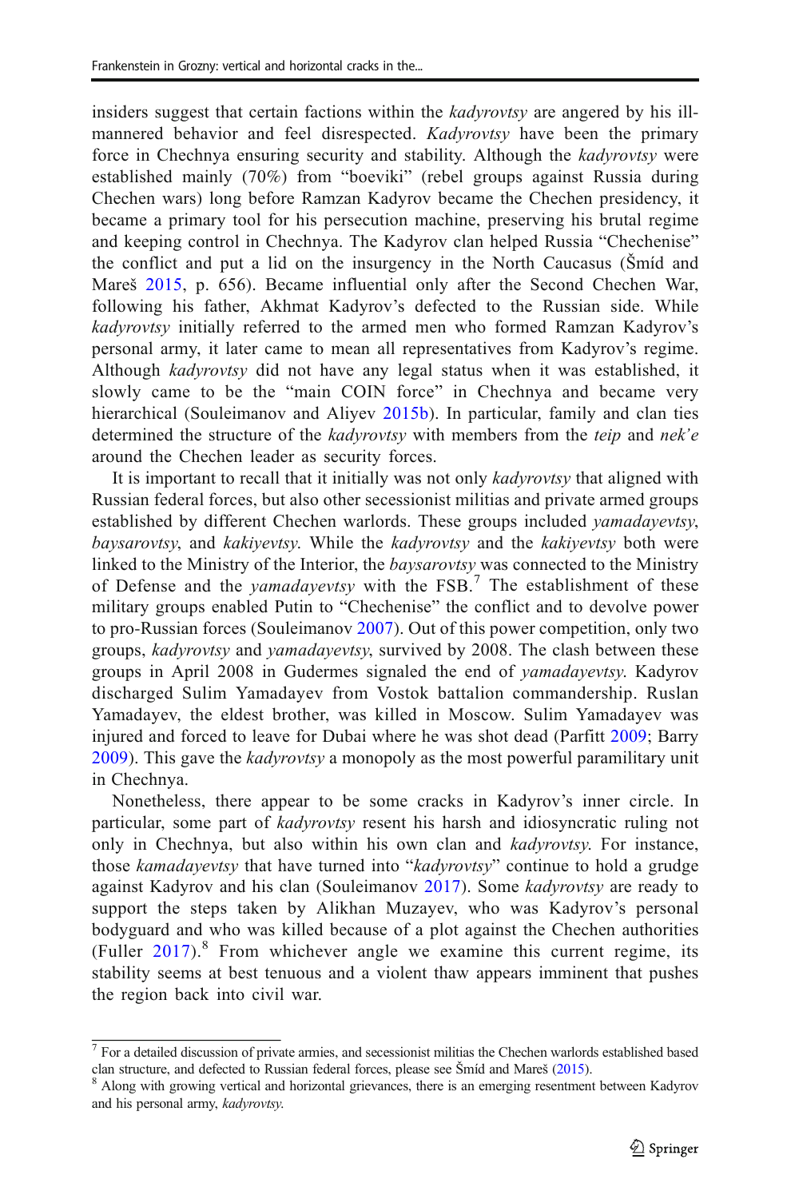insiders suggest that certain factions within the *kadyrovtsy* are angered by his ill-mannered behavior and feel disrespected. *Kadyrovtsy* have been the primary force in Chechnya ensuring security and stability. Although the *kadyrovtsy* were established mainly (70%) from "boeviki" (rebel groups against Russia during Chechen wars) long before Ramzan Kadyrov became the Chechen presidency, it became a primary tool for his persecution machine, preserving his brutal regime and keeping control in Chechnya. The Kadyrov clan helped Russia "Chechenise" the conflict and put a lid on the insurgency in the North Caucasus (Šmíd and Mareš 2015, p. 656). Became influential only after the Second Chechen War, following his father, Akhmat Kadyrov's defected to the Russian side. While *kadyrovtsy* initially referred to the armed men who formed Ramzan Kadyrov's personal army, it later came to mean all representatives from Kadyrov's regime. Although *kadyrovtsy* did not have any legal status when it was established, it slowly came to be the "main COIN force" in Chechnya and became very hierarchical (Souleimanov and Aliyev 2015b). In particular, family and clan ties determined the structure of the *kadyrovtsy* with members from the *teip* and *nek'e* around the Chechen leader as security forces.

It is important to recall that it initially was not only *kadyrovtsy* that aligned with Russian federal forces, but also other secessionist militias and private armed groups established by different Chechen warlords. These groups included *yamadayevtsy*, *baysarovtsy*, and *kakiyevtsy*. While the *kadyrovtsy* and the *kakiyevtsy* both were linked to the Ministry of the Interior, the *baysarovtsy* was connected to the Ministry of Defense and the *yamadayevtsy* with the FSB.[7] The establishment of these military groups enabled Putin to "Chechenise" the conflict and to devolve power to pro-Russian forces (Souleimanov 2007). Out of this power competition, only two groups, *kadyrovtsy* and *yamadayevtsy*, survived by 2008. The clash between these groups in April 2008 in Gudermes signaled the end of *yamadayevtsy*. Kadyrov discharged Sulim Yamadayev from Vostok battalion commandership. Ruslan Yamadayev, the eldest brother, was killed in Moscow. Sulim Yamadayev was injured and forced to leave for Dubai where he was shot dead (Parfitt 2009; Barry 2009). This gave the *kadyrovtsy* a monopoly as the most powerful paramilitary unit in Chechnya.

Nonetheless, there appear to be some cracks in Kadyrov's inner circle. In particular, some part of *kadyrovtsy* resent his harsh and idiosyncratic ruling not only in Chechnya, but also within his own clan and *kadyrovtsy*. For instance, those *kamadayevtsy* that have turned into "*kadyrovtsy*" continue to hold a grudge against Kadyrov and his clan (Souleimanov 2017). Some *kadyrovtsy* are ready to support the steps taken by Alikhan Muzayev, who was Kadyrov's personal bodyguard and who was killed because of a plot against the Chechen authorities (Fuller 2017).[8] From whichever angle we examine this current regime, its stability seems at best tenuous and a violent thaw appears imminent that pushes the region back into civil war.

---

[7] For a detailed discussion of private armies, and secessionist militias the Chechen warlords established based clan structure, and defected to Russian federal forces, please see Šmíd and Mareš (2015).

[8] Along with growing vertical and horizontal grievances, there is an emerging resentment between Kadyrov and his personal army, *kadyrovtsy*.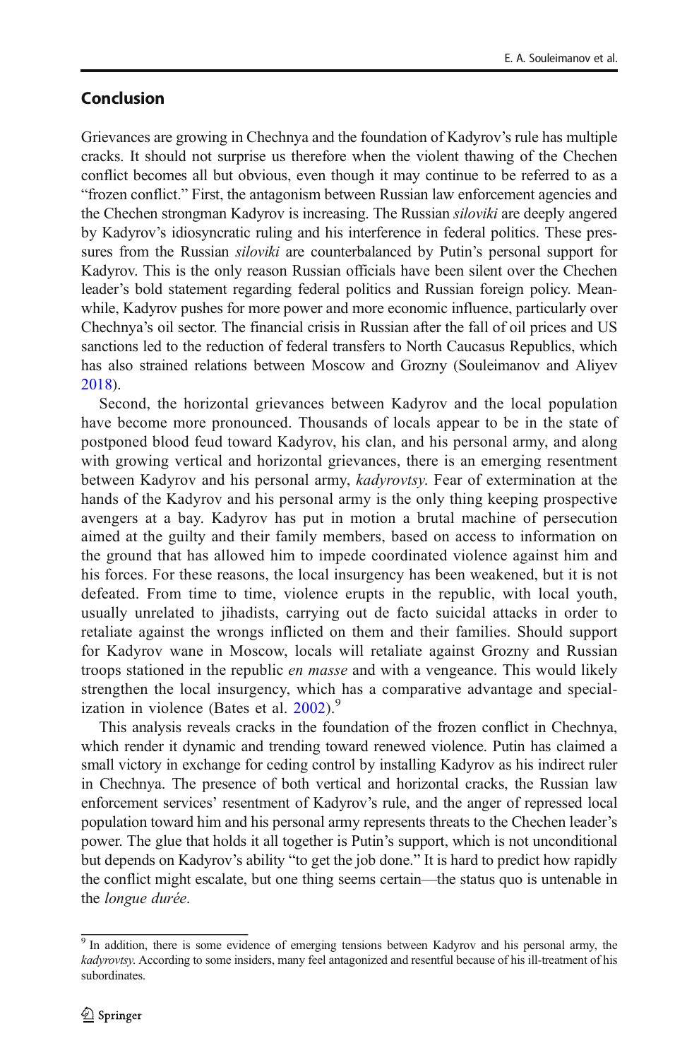## Conclusion

Grievances are growing in Chechnya and the foundation of Kadyrov's rule has multiple cracks. It should not surprise us therefore when the violent thawing of the Chechen conflict becomes all but obvious, even though it may continue to be referred to as a "frozen conflict." First, the antagonism between Russian law enforcement agencies and the Chechen strongman Kadyrov is increasing. The Russian *siloviki* are deeply angered by Kadyrov's idiosyncratic ruling and his interference in federal politics. These pressures from the Russian *siloviki* are counterbalanced by Putin's personal support for Kadyrov. This is the only reason Russian officials have been silent over the Chechen leader's bold statement regarding federal politics and Russian foreign policy. Meanwhile, Kadyrov pushes for more power and more economic influence, particularly over Chechnya's oil sector. The financial crisis in Russian after the fall of oil prices and US sanctions led to the reduction of federal transfers to North Caucasus Republics, which has also strained relations between Moscow and Grozny (Souleimanov and Aliyev 2018).

Second, the horizontal grievances between Kadyrov and the local population have become more pronounced. Thousands of locals appear to be in the state of postponed blood feud toward Kadyrov, his clan, and his personal army, and along with growing vertical and horizontal grievances, there is an emerging resentment between Kadyrov and his personal army, *kadyrovtsy*. Fear of extermination at the hands of the Kadyrov and his personal army is the only thing keeping prospective avengers at a bay. Kadyrov has put in motion a brutal machine of persecution aimed at the guilty and their family members, based on access to information on the ground that has allowed him to impede coordinated violence against him and his forces. For these reasons, the local insurgency has been weakened, but it is not defeated. From time to time, violence erupts in the republic, with local youth, usually unrelated to jihadists, carrying out de facto suicidal attacks in order to retaliate against the wrongs inflicted on them and their families. Should support for Kadyrov wane in Moscow, locals will retaliate against Grozny and Russian troops stationed in the republic *en masse* and with a vengeance. This would likely strengthen the local insurgency, which has a comparative advantage and specialization in violence (Bates et al. 2002).[9]

This analysis reveals cracks in the foundation of the frozen conflict in Chechnya, which render it dynamic and trending toward renewed violence. Putin has claimed a small victory in exchange for ceding control by installing Kadyrov as his indirect ruler in Chechnya. The presence of both vertical and horizontal cracks, the Russian law enforcement services' resentment of Kadyrov's rule, and the anger of repressed local population toward him and his personal army represents threats to the Chechen leader's power. The glue that holds it all together is Putin's support, which is not unconditional but depends on Kadyrov's ability "to get the job done." It is hard to predict how rapidly the conflict might escalate, but one thing seems certain—the status quo is untenable in the *longue durée*.

---

[9] In addition, there is some evidence of emerging tensions between Kadyrov and his personal army, the *kadyrovtsy*. According to some insiders, many feel antagonized and resentful because of his ill-treatment of his subordinates.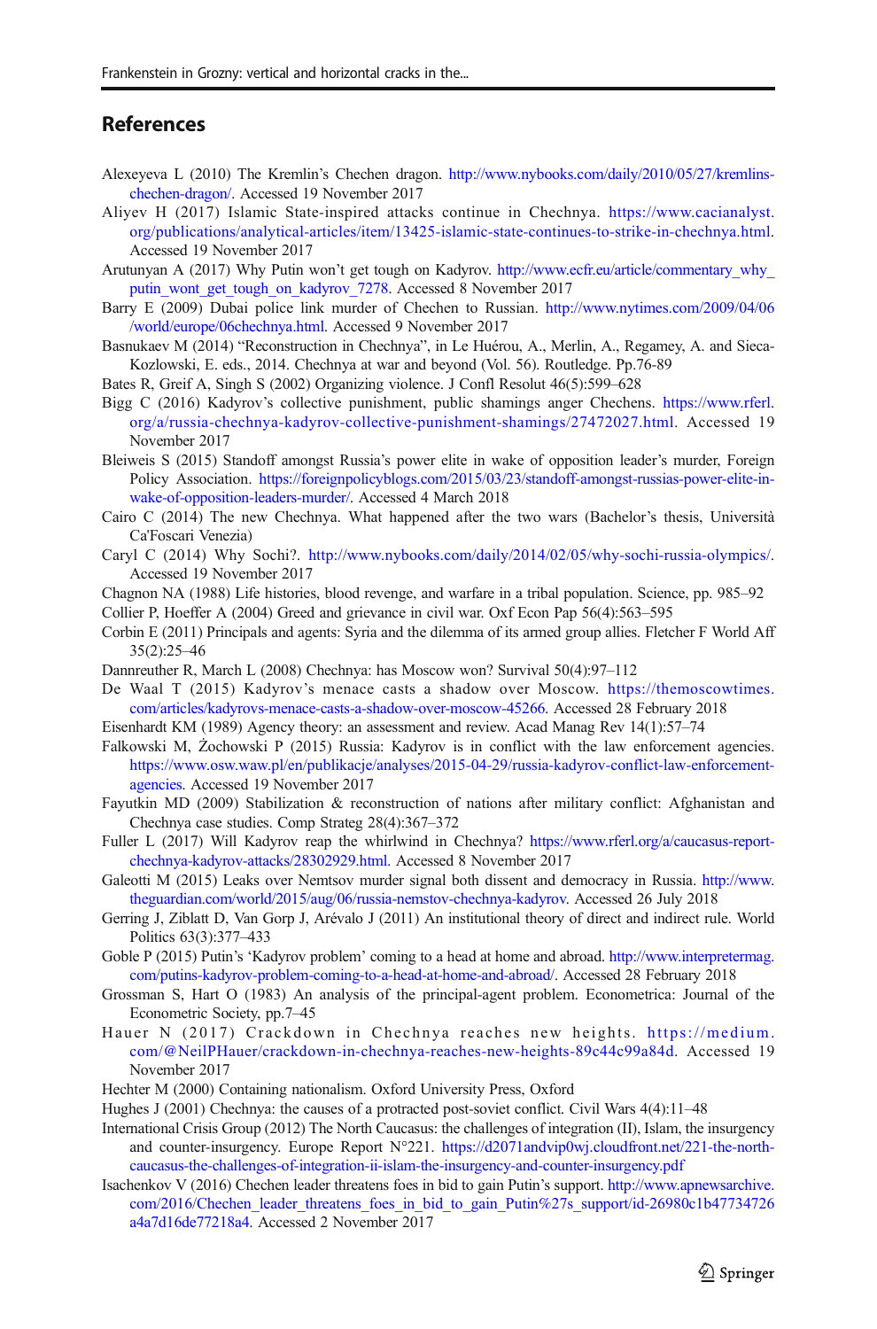## References

Alexeyeva L (2010) The Kremlin's Chechen dragon. http://www.nybooks.com/daily/2010/05/27/kremlins-chechen-dragon/. Accessed 19 November 2017

Aliyev H (2017) Islamic State-inspired attacks continue in Chechnya. https://www.cacianalyst.org/publications/analytical-articles/item/13425-islamic-state-continues-to-strike-in-chechnya.html. Accessed 19 November 2017

Arutunyan A (2017) Why Putin won't get tough on Kadyrov. http://www.ecfr.eu/article/commentary_why_putin_wont_get_tough_on_kadyrov_7278. Accessed 8 November 2017

Barry E (2009) Dubai police link murder of Chechen to Russian. http://www.nytimes.com/2009/04/06/world/europe/06chechnya.html. Accessed 9 November 2017

Basnukaev M (2014) "Reconstruction in Chechnya", in Le Huérou, A., Merlin, A., Regamey, A. and Sieca-Kozlowski, E. eds., 2014. Chechnya at war and beyond (Vol. 56). Routledge. Pp.76-89

Bates R, Greif A, Singh S (2002) Organizing violence. J Confl Resolut 46(5):599–628

Bigg C (2016) Kadyrov's collective punishment, public shamings anger Chechens. https://www.rferl.org/a/russia-chechnya-kadyrov-collective-punishment-shamings/27472027.html. Accessed 19 November 2017

Bleiweis S (2015) Standoff amongst Russia's power elite in wake of opposition leader's murder, Foreign Policy Association. https://foreignpolicyblogs.com/2015/03/23/standoff-amongst-russias-power-elite-in-wake-of-opposition-leaders-murder/. Accessed 4 March 2018

Cairo C (2014) The new Chechnya. What happened after the two wars (Bachelor's thesis, Università Ca'Foscari Venezia)

Caryl C (2014) Why Sochi?. http://www.nybooks.com/daily/2014/02/05/why-sochi-russia-olympics/. Accessed 19 November 2017

Chagnon NA (1988) Life histories, blood revenge, and warfare in a tribal population. Science, pp. 985–92

Collier P, Hoeffer A (2004) Greed and grievance in civil war. Oxf Econ Pap 56(4):563–595

Corbin E (2011) Principals and agents: Syria and the dilemma of its armed group allies. Fletcher F World Aff 35(2):25–46

Dannreuther R, March L (2008) Chechnya: has Moscow won? Survival 50(4):97–112

De Waal T (2015) Kadyrov's menace casts a shadow over Moscow. https://themoscowtimes.com/articles/kadyrovs-menace-casts-a-shadow-over-moscow-45266. Accessed 28 February 2018

Eisenhardt KM (1989) Agency theory: an assessment and review. Acad Manag Rev 14(1):57–74

Falkowski M, Żochowski P (2015) Russia: Kadyrov is in conflict with the law enforcement agencies. https://www.osw.waw.pl/en/publikacje/analyses/2015-04-29/russia-kadyrov-conflict-law-enforcement-agencies. Accessed 19 November 2017

Fayutkin MD (2009) Stabilization & reconstruction of nations after military conflict: Afghanistan and Chechnya case studies. Comp Strateg 28(4):367–372

Fuller L (2017) Will Kadyrov reap the whirlwind in Chechnya? https://www.rferl.org/a/caucasus-report-chechnya-kadyrov-attacks/28302929.html. Accessed 8 November 2017

Galeotti M (2015) Leaks over Nemtsov murder signal both dissent and democracy in Russia. http://www.theguardian.com/world/2015/aug/06/russia-nemstov-chechnya-kadyrov. Accessed 26 July 2018

Gerring J, Ziblatt D, Van Gorp J, Arévalo J (2011) An institutional theory of direct and indirect rule. World Politics 63(3):377–433

Goble P (2015) Putin's 'Kadyrov problem' coming to a head at home and abroad. http://www.interpretermag.com/putins-kadyrov-problem-coming-to-a-head-at-home-and-abroad/. Accessed 28 February 2018

Grossman S, Hart O (1983) An analysis of the principal-agent problem. Econometrica: Journal of the Econometric Society, pp.7–45

Hauer N (2017) Crackdown in Chechnya reaches new heights. https://medium.com/@NeilPHauer/crackdown-in-chechnya-reaches-new-heights-89c44c99a84d. Accessed 19 November 2017

Hechter M (2000) Containing nationalism. Oxford University Press, Oxford

Hughes J (2001) Chechnya: the causes of a protracted post-soviet conflict. Civil Wars 4(4):11–48

International Crisis Group (2012) The North Caucasus: the challenges of integration (II), Islam, the insurgency and counter-insurgency. Europe Report N°221. https://d2071andvip0wj.cloudfront.net/221-the-north-caucasus-the-challenges-of-integration-ii-islam-the-insurgency-and-counter-insurgency.pdf

Isachenkov V (2016) Chechen leader threatens foes in bid to gain Putin's support. http://www.apnewsarchive.com/2016/Chechen_leader_threatens_foes_in_bid_to_gain_Putin%27s_support/id-26980c1b47734726a4a7d16de77218a4. Accessed 2 November 2017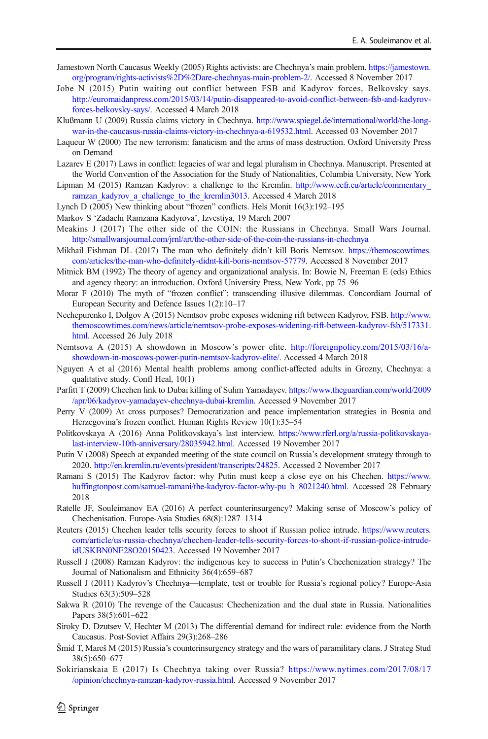Jamestown North Caucasus Weekly (2005) Rights activists: are Chechnya's main problem. https://jamestown.org/program/rights-activists%2D%2Dare-chechnyas-main-problem-2/. Accessed 8 November 2017

Jobe N (2015) Putin waiting out conflict between FSB and Kadyrov forces, Belkovsky says. http://euromaidanpress.com/2015/03/14/putin-disappeared-to-avoid-conflict-between-fsb-and-kadyrov-forces-belkovsky-says/. Accessed 4 March 2018

Klußmann U (2009) Russia claims victory in Chechnya. http://www.spiegel.de/international/world/the-long-war-in-the-caucasus-russia-claims-victory-in-chechnya-a-619532.html. Accessed 03 November 2017

Laqueur W (2000) The new terrorism: fanaticism and the arms of mass destruction. Oxford University Press on Demand

Lazarev E (2017) Laws in conflict: legacies of war and legal pluralism in Chechnya. Manuscript. Presented at the World Convention of the Association for the Study of Nationalities, Columbia University, New York

Lipman M (2015) Ramzan Kadyrov: a challenge to the Kremlin. http://www.ecfr.eu/article/commentary_ramzan_kadyrov_a_challenge_to_the_kremlin3013. Accessed 4 March 2018

Lynch D (2005) New thinking about "frozen" conflicts. Hels Monit 16(3):192–195

Markov S 'Zadachi Ramzana Kadyrova', Izvestiya, 19 March 2007

Meakins J (2017) The other side of the COIN: the Russians in Chechnya. Small Wars Journal. http://smallwarsjournal.com/jrnl/art/the-other-side-of-the-coin-the-russians-in-chechnya

Mikhail Fishman DL (2017) The man who definitely didn't kill Boris Nemtsov. https://themoscowtimes.com/articles/the-man-who-definitely-didnt-kill-boris-nemtsov-57779. Accessed 8 November 2017

Mitnick BM (1992) The theory of agency and organizational analysis. In: Bowie N, Freeman E (eds) Ethics and agency theory: an introduction. Oxford University Press, New York, pp 75–96

Morar F (2010) The myth of "frozen conflict": transcending illusive dilemmas. Concordiam Journal of European Security and Defence Issues 1(2):10–17

Nechepurenko I, Dolgov A (2015) Nemtsov probe exposes widening rift between Kadyrov, FSB. http://www.themoscowtimes.com/news/article/nemtsov-probe-exposes-widening-rift-between-kadyrov-fsb/517331.html. Accessed 26 July 2018

Nemtsova A (2015) A showdown in Moscow's power elite. http://foreignpolicy.com/2015/03/16/a-showdown-in-moscows-power-putin-nemtsov-kadyrov-elite/. Accessed 4 March 2018

Nguyen A et al (2016) Mental health problems among conflict-affected adults in Grozny, Chechnya: a qualitative study. Confl Heal, 10(1)

Parfitt T (2009) Chechen link to Dubai killing of Sulim Yamadayev. https://www.theguardian.com/world/2009/apr/06/kadyrov-yamadayev-chechnya-dubai-kremlin. Accessed 9 November 2017

Perry V (2009) At cross purposes? Democratization and peace implementation strategies in Bosnia and Herzegovina's frozen conflict. Human Rights Review 10(1):35–54

Politkovskaya A (2016) Anna Politkovskaya's last interview. https://www.rferl.org/a/russia-politkovskaya-last-interview-10th-anniversary/28035942.html. Accessed 19 November 2017

Putin V (2008) Speech at expanded meeting of the state council on Russia's development strategy through to 2020. http://en.kremlin.ru/events/president/transcripts/24825. Accessed 2 November 2017

Ramani S (2015) The Kadyrov factor: why Putin must keep a close eye on his Chechen. https://www.huffingtonpost.com/samuel-ramani/the-kadyrov-factor-why-pu_b_8021240.html. Accessed 28 February 2018

Ratelle JF, Souleimanov EA (2016) A perfect counterinsurgency? Making sense of Moscow's policy of Chechenisation. Europe-Asia Studies 68(8):1287–1314

Reuters (2015) Chechen leader tells security forces to shoot if Russian police intrude. https://www.reuters.com/article/us-russia-chechnya/chechen-leader-tells-security-forces-to-shoot-if-russian-police-intrude-idUSKBN0NE28O20150423. Accessed 19 November 2017

Russell J (2008) Ramzan Kadyrov: the indigenous key to success in Putin's Chechenization strategy? The Journal of Nationalism and Ethnicity 36(4):659–687

Russell J (2011) Kadyrov's Chechnya—template, test or trouble for Russia's regional policy? Europe-Asia Studies 63(3):509–528

Sakwa R (2010) The revenge of the Caucasus: Chechenization and the dual state in Russia. Nationalities Papers 38(5):601–622

Siroky D, Dzutsev V, Hechter M (2013) The differential demand for indirect rule: evidence from the North Caucasus. Post-Soviet Affairs 29(3):268–286

Šmíd T, Mareš M (2015) Russia's counterinsurgency strategy and the wars of paramilitary clans. J Strateg Stud 38(5):650–677

Sokirianskaia E (2017) Is Chechnya taking over Russia? https://www.nytimes.com/2017/08/17/opinion/chechnya-ramzan-kadyrov-russia.html. Accessed 9 November 2017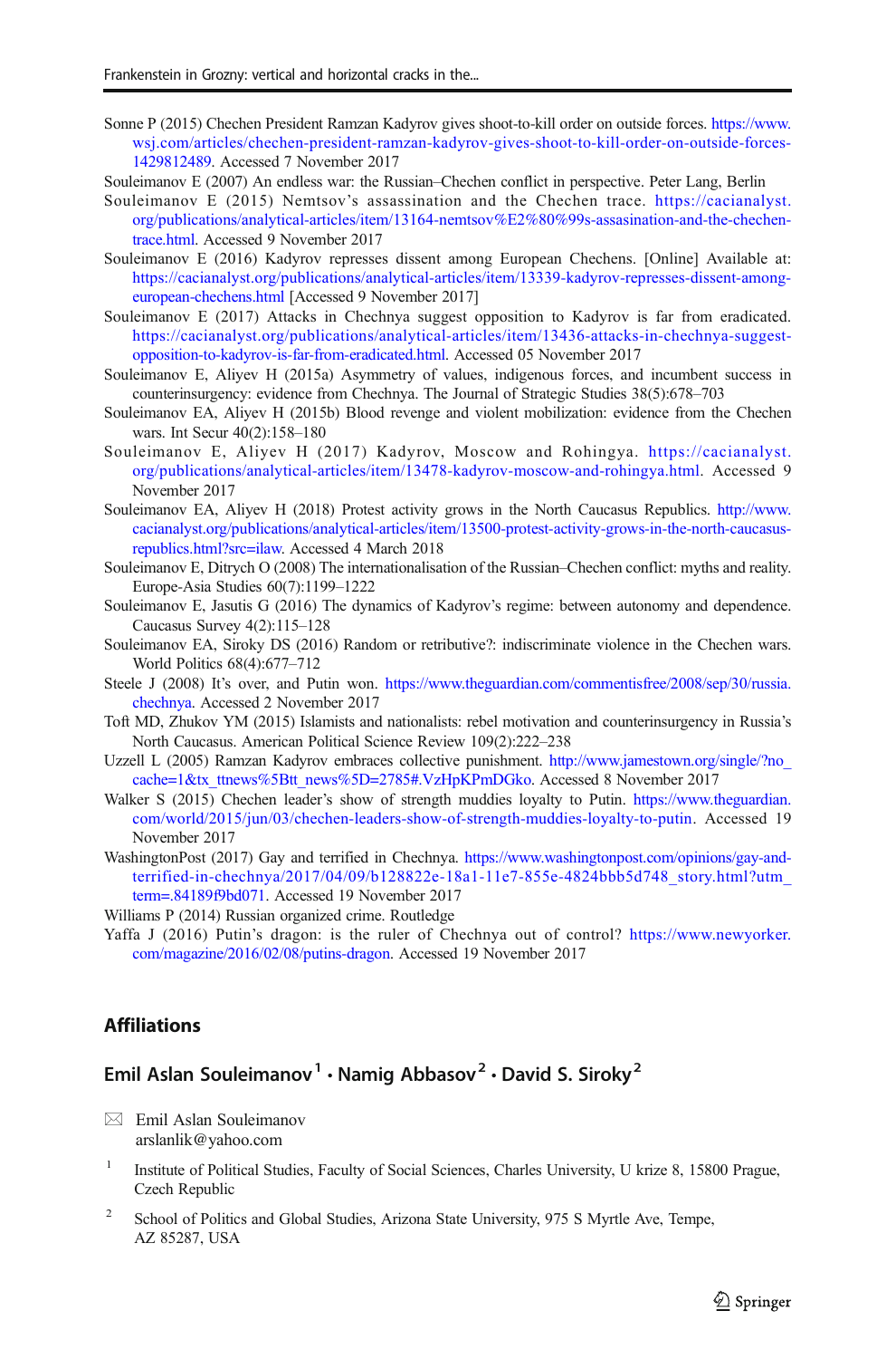Sonne P (2015) Chechen President Ramzan Kadyrov gives shoot-to-kill order on outside forces. https://www.wsj.com/articles/chechen-president-ramzan-kadyrov-gives-shoot-to-kill-order-on-outside-forces-1429812489. Accessed 7 November 2017

Souleimanov E (2007) An endless war: the Russian–Chechen conflict in perspective. Peter Lang, Berlin

Souleimanov E (2015) Nemtsov's assassination and the Chechen trace. https://cacianalyst.org/publications/analytical-articles/item/13164-nemtsov%E2%80%99s-assasination-and-the-chechen-trace.html. Accessed 9 November 2017

Souleimanov E (2016) Kadyrov represses dissent among European Chechens. [Online] Available at: https://cacianalyst.org/publications/analytical-articles/item/13339-kadyrov-represses-dissent-among-european-chechens.html [Accessed 9 November 2017]

Souleimanov E (2017) Attacks in Chechnya suggest opposition to Kadyrov is far from eradicated. https://cacianalyst.org/publications/analytical-articles/item/13436-attacks-in-chechnya-suggest-opposition-to-kadyrov-is-far-from-eradicated.html. Accessed 05 November 2017

Souleimanov E, Aliyev H (2015a) Asymmetry of values, indigenous forces, and incumbent success in counterinsurgency: evidence from Chechnya. The Journal of Strategic Studies 38(5):678–703

Souleimanov EA, Aliyev H (2015b) Blood revenge and violent mobilization: evidence from the Chechen wars. Int Secur 40(2):158–180

Souleimanov E, Aliyev H (2017) Kadyrov, Moscow and Rohingya. https://cacianalyst.org/publications/analytical-articles/item/13478-kadyrov-moscow-and-rohingya.html. Accessed 9 November 2017

Souleimanov EA, Aliyev H (2018) Protest activity grows in the North Caucasus Republics. http://www.cacianalyst.org/publications/analytical-articles/item/13500-protest-activity-grows-in-the-north-caucasus-republics.html?src=ilaw. Accessed 4 March 2018

Souleimanov E, Ditrych O (2008) The internationalisation of the Russian–Chechen conflict: myths and reality. Europe-Asia Studies 60(7):1199–1222

Souleimanov E, Jasutis G (2016) The dynamics of Kadyrov's regime: between autonomy and dependence. Caucasus Survey 4(2):115–128

Souleimanov EA, Siroky DS (2016) Random or retributive?: indiscriminate violence in the Chechen wars. World Politics 68(4):677–712

Steele J (2008) It's over, and Putin won. https://www.theguardian.com/commentisfree/2008/sep/30/russia.chechnya. Accessed 2 November 2017

Toft MD, Zhukov YM (2015) Islamists and nationalists: rebel motivation and counterinsurgency in Russia's North Caucasus. American Political Science Review 109(2):222–238

Uzzell L (2005) Ramzan Kadyrov embraces collective punishment. http://www.jamestown.org/single/?no_cache=1&tx_ttnews%5Btt_news%5D=2785#.VzHpKPmDGko. Accessed 8 November 2017

Walker S (2015) Chechen leader's show of strength muddies loyalty to Putin. https://www.theguardian.com/world/2015/jun/03/chechen-leaders-show-of-strength-muddies-loyalty-to-putin. Accessed 19 November 2017

WashingtonPost (2017) Gay and terrified in Chechnya. https://www.washingtonpost.com/opinions/gay-and-terrified-in-chechnya/2017/04/09/b128822e-18a1-11e7-855e-4824bbb5d748_story.html?utm_term=.84189f9bd071. Accessed 19 November 2017

Williams P (2014) Russian organized crime. Routledge

Yaffa J (2016) Putin's dragon: is the ruler of Chechnya out of control? https://www.newyorker.com/magazine/2016/02/08/putins-dragon. Accessed 19 November 2017

## Affiliations

### Emil Aslan Souleimanov[1] · Namig Abbasov[2] · David S. Siroky[2]

✉ Emil Aslan Souleimanov
arslanlik@yahoo.com

[1] Institute of Political Studies, Faculty of Social Sciences, Charles University, U krize 8, 15800 Prague, Czech Republic

[2] School of Politics and Global Studies, Arizona State University, 975 S Myrtle Ave, Tempe, AZ 85287, USA